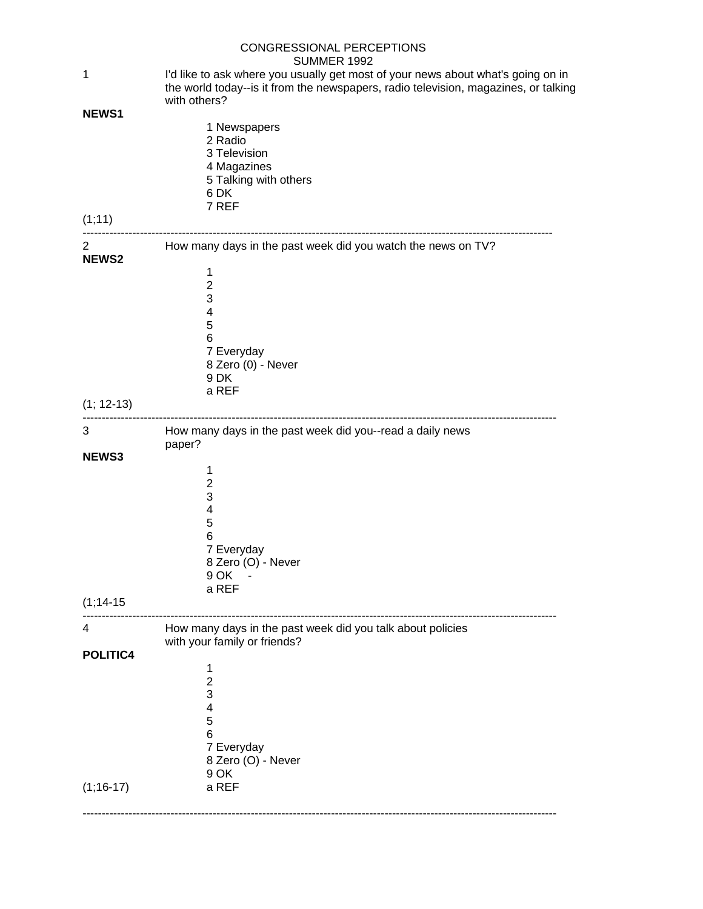# CONGRESSIONAL PERCEPTIONS
## SUMMER 1992

1 I'd like to ask where you usually get most of your news about what's going on in the world today--is it from the newspapers, radio television, magazines, or talking with others?

**NEWS1**

1 Newspapers
2 Radio
3 Television
4 Magazines
5 Talking with others
6 DK
7 REF

(1;11)

---

2 How many days in the past week did you watch the news on TV?

**NEWS2**

1
2
3
4
5
6
7 Everyday
8 Zero (0) - Never
9 DK
a REF

(1; 12-13)

---

3 How many days in the past week did you--read a daily news paper?

**NEWS3**

1
2
3
4
5
6
7 Everyday
8 Zero (O) - Never
9 OK -
a REF

(1;14-15

---

4 How many days in the past week did you talk about policies with your family or friends?

**POLITIC4**

1
2
3
4
5
6
7 Everyday
8 Zero (O) - Never
9 OK
a REF

(1;16-17)

---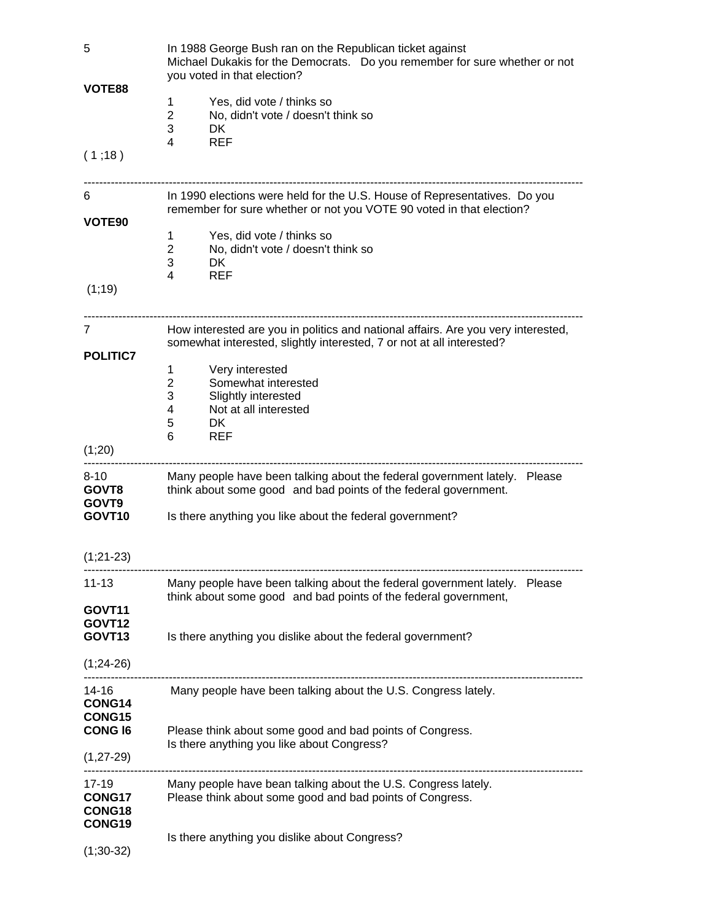5

**VOTE88**

In 1988 George Bush ran on the Republican ticket against Michael Dukakis for the Democrats. Do you remember for sure whether or not you voted in that election?

1 Yes, did vote / thinks so
2 No, didn't vote / doesn't think so
3 DK
4 REF

( 1 ;18 )

---

6

**VOTE90**

In 1990 elections were held for the U.S. House of Representatives. Do you remember for sure whether or not you VOTE 90 voted in that election?

1 Yes, did vote / thinks so
2 No, didn't vote / doesn't think so
3 DK
4 REF

(1;19)

---

7

**POLITIC7**

How interested are you in politics and national affairs. Are you very interested, somewhat interested, slightly interested, 7 or not at all interested?

1 Very interested
2 Somewhat interested
3 Slightly interested
4 Not at all interested
5 DK
6 REF

(1;20)

---

8-10
**GOVT8**
**GOVT9**
**GOVT10**

Many people have been talking about the federal government lately. Please think about some good and bad points of the federal government.

Is there anything you like about the federal government?

(1;21-23)

---

11-13

**GOVT11**
**GOVT12**
**GOVT13**

Many people have been talking about the federal government lately. Please think about some good and bad points of the federal government,

Is there anything you dislike about the federal government?

(1;24-26)

---

14-16
**CONG14**
**CONG15**
**CONG l6**

Many people have been talking about the U.S. Congress lately.

Please think about some good and bad points of Congress.
Is there anything you like about Congress?

(1,27-29)

---

17-19
**CONG17**
**CONG18**
**CONG19**

Many people have bean talking about the U.S. Congress lately.
Please think about some good and bad points of Congress.

Is there anything you dislike about Congress?

(1;30-32)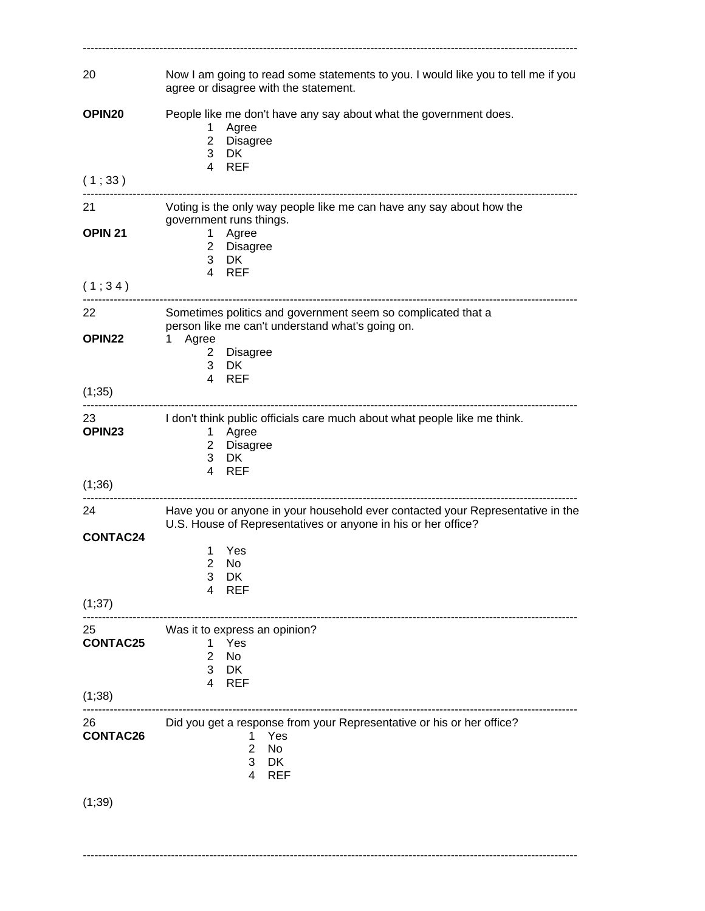---

20 Now I am going to read some statements to you. I would like you to tell me if you agree or disagree with the statement.

**OPIN20** People like me don't have any say about what the government does.

1 Agree
2 Disagree
3 DK
4 REF

( 1 ; 33 )

---

21 Voting is the only way people like me can have any say about how the government runs things.

**OPIN 21**

1 Agree
2 Disagree
3 DK
4 REF

( 1 ; 3 4 )

---

22 Sometimes politics and government seem so complicated that a person like me can't understand what's going on.

**OPIN22**

1 Agree
2 Disagree
3 DK
4 REF

(1;35)

---

23 I don't think public officials care much about what people like me think.

**OPIN23**

1 Agree
2 Disagree
3 DK
4 REF

(1;36)

---

24 Have you or anyone in your household ever contacted your Representative in the U.S. House of Representatives or anyone in his or her office?

**CONTAC24**

1 Yes
2 No
3 DK
4 REF

(1;37)

---

25 Was it to express an opinion?

**CONTAC25**

1 Yes
2 No
3 DK
4 REF

(1;38)

---

26 Did you get a response from your Representative or his or her office?

**CONTAC26**

1 Yes
2 No
3 DK
4 REF

(1;39)

---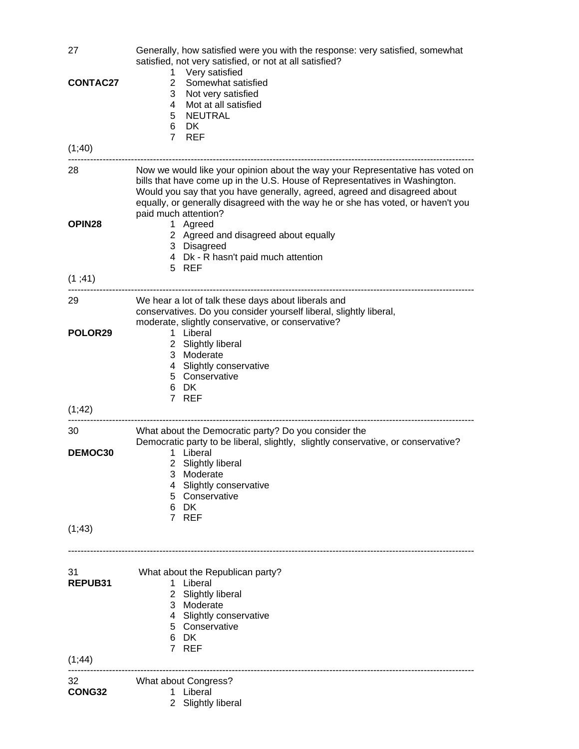27

**CONTAC27**

Generally, how satisfied were you with the response: very satisfied, somewhat satisfied, not very satisfied, or not at all satisfied?

1 Very satisfied
2 Somewhat satisfied
3 Not very satisfied
4 Mot at all satisfied
5 NEUTRAL
6 DK
7 REF

(1;40)

---

28

**OPIN28**

Now we would like your opinion about the way your Representative has voted on bills that have come up in the U.S. House of Representatives in Washington. Would you say that you have generally, agreed, agreed and disagreed about equally, or generally disagreed with the way he or she has voted, or haven't you paid much attention?

1 Agreed
2 Agreed and disagreed about equally
3 Disagreed
4 Dk - R hasn't paid much attention
5 REF

(1 ;41)

---

29

**POLOR29**

We hear a lot of talk these days about liberals and conservatives. Do you consider yourself liberal, slightly liberal, moderate, slightly conservative, or conservative?

1 Liberal
2 Slightly liberal
3 Moderate
4 Slightly conservative
5 Conservative
6 DK
7 REF

(1;42)

---

30

**DEMOC30**

What about the Democratic party? Do you consider the Democratic party to be liberal, slightly, slightly conservative, or conservative?

1 Liberal
2 Slightly liberal
3 Moderate
4 Slightly conservative
5 Conservative
6 DK
7 REF

(1;43)

---

31

**REPUB31**

What about the Republican party?

1 Liberal
2 Slightly liberal
3 Moderate
4 Slightly conservative
5 Conservative
6 DK
7 REF

(1;44)

---

32

**CONG32**

What about Congress?

1 Liberal
2 Slightly liberal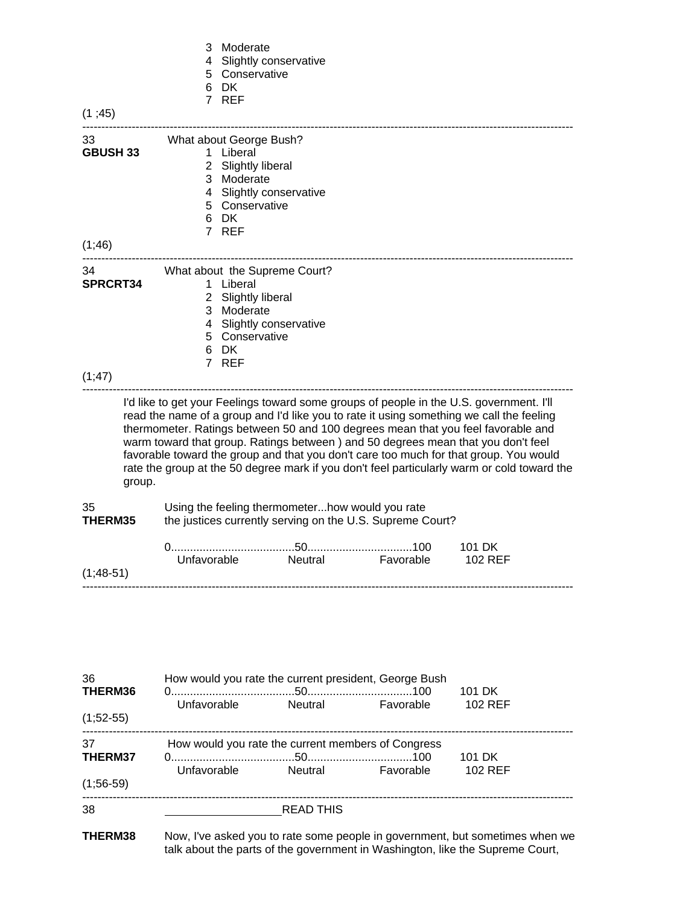3 Moderate
4 Slightly conservative
5 Conservative
6 DK
7 REF

(1 ;45)

---

33
**GBUSH 33**

What about George Bush?

1 Liberal
2 Slightly liberal
3 Moderate
4 Slightly conservative
5 Conservative
6 DK
7 REF

(1;46)

---

34
**SPRCRT34**

What about the Supreme Court?

1 Liberal
2 Slightly liberal
3 Moderate
4 Slightly conservative
5 Conservative
6 DK
7 REF

(1;47)

---

I'd like to get your Feelings toward some groups of people in the U.S. government. I'll read the name of a group and I'd like you to rate it using something we call the feeling thermometer. Ratings between 50 and 100 degrees mean that you feel favorable and warm toward that group. Ratings between ) and 50 degrees mean that you don't feel favorable toward the group and that you don't care too much for that group. You would rate the group at the 50 degree mark if you don't feel particularly warm or cold toward the group.

35
**THERM35**

Using the feeling thermometer...how would you rate the justices currently serving on the U.S. Supreme Court?

0.......................................50.................................100 101 DK
Unfavorable Neutral Favorable 102 REF

(1;48-51)

---

36
**THERM36**

How would you rate the current president, George Bush

0.......................................50.................................100 101 DK
Unfavorable Neutral Favorable 102 REF

(1;52-55)

---

37
**THERM37**

How would you rate the current members of Congress

0.......................................50.................................100 101 DK
Unfavorable Neutral Favorable 102 REF

(1;56-59)

---

38

READ THIS

**THERM38**

Now, I've asked you to rate some people in government, but sometimes when we talk about the parts of the government in Washington, like the Supreme Court,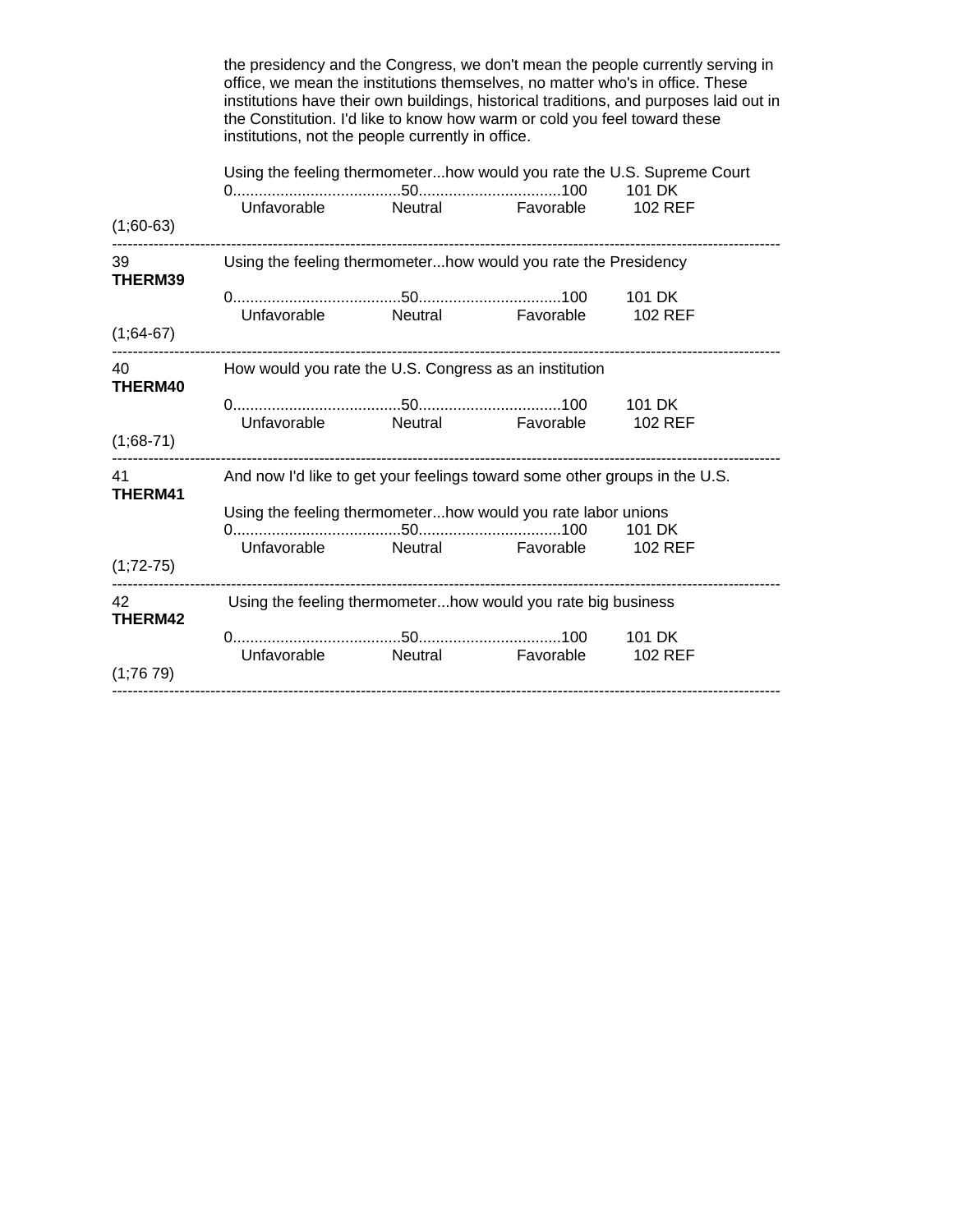the presidency and the Congress, we don't mean the people currently serving in office, we mean the institutions themselves, no matter who's in office. These institutions have their own buildings, historical traditions, and purposes laid out in the Constitution. I'd like to know how warm or cold you feel toward these institutions, not the people currently in office.

Using the feeling thermometer...how would you rate the U.S. Supreme Court

0.......................................50.................................100 101 DK
Unfavorable Neutral Favorable 102 REF

(1;60-63)

---

39
**THERM39**

Using the feeling thermometer...how would you rate the Presidency

0.......................................50.................................100 101 DK
Unfavorable Neutral Favorable 102 REF

(1;64-67)

---

40
**THERM40**

How would you rate the U.S. Congress as an institution

0.......................................50.................................100 101 DK
Unfavorable Neutral Favorable 102 REF

(1;68-71)

---

41
**THERM41**

And now I'd like to get your feelings toward some other groups in the U.S.

Using the feeling thermometer...how would you rate labor unions

0.......................................50.................................100 101 DK
Unfavorable Neutral Favorable 102 REF

(1;72-75)

---

42
**THERM42**

Using the feeling thermometer...how would you rate big business

0.......................................50.................................100 101 DK
Unfavorable Neutral Favorable 102 REF

(1;76 79)

---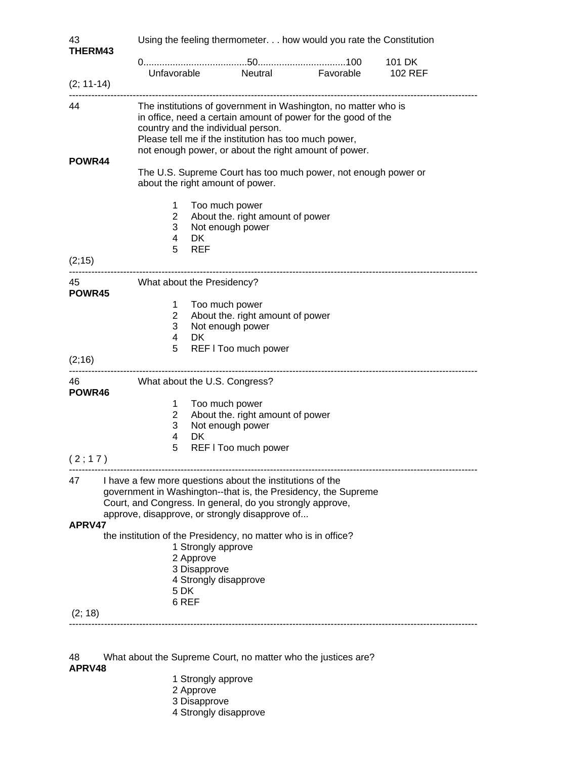43 Using the feeling thermometer. . . how would you rate the Constitution
**THERM43**

0.......................................50.................................100 101 DK
Unfavorable Neutral Favorable 102 REF

(2; 11-14)

---

44 The institutions of government in Washington, no matter who is in office, need a certain amount of power for the good of the country and the individual person.
Please tell me if the institution has too much power, not enough power, or about the right amount of power.

**POWR44**

The U.S. Supreme Court has too much power, not enough power or about the right amount of power.

1 Too much power
2 About the. right amount of power
3 Not enough power
4 DK
5 REF

(2;15)

---

45 What about the Presidency?
**POWR45**

1 Too much power
2 About the. right amount of power
3 Not enough power
4 DK
5 REF l Too much power

(2;16)

---

46 What about the U.S. Congress?
**POWR46**

1 Too much power
2 About the. right amount of power
3 Not enough power
4 DK
5 REF l Too much power

( 2 ; 1 7 )

---

47 I have a few more questions about the institutions of the government in Washington--that is, the Presidency, the Supreme Court, and Congress. In general, do you strongly approve, approve, disapprove, or strongly disapprove of...
**APRV47**
the institution of the Presidency, no matter who is in office?

1 Strongly approve
2 Approve
3 Disapprove
4 Strongly disapprove
5 DK
6 REF

(2; 18)

---

48 What about the Supreme Court, no matter who the justices are?
**APRV48**

1 Strongly approve
2 Approve
3 Disapprove
4 Strongly disapprove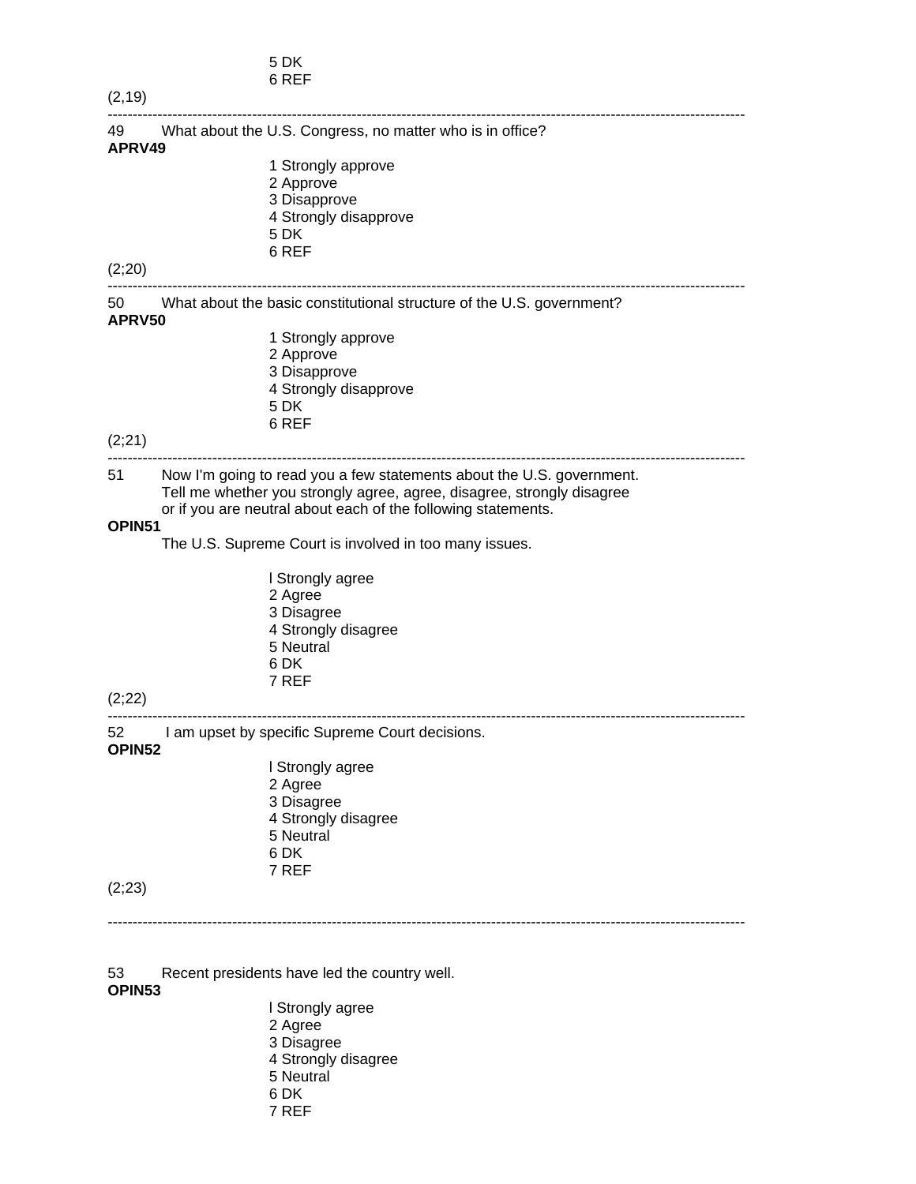5 DK
6 REF

(2,19)

---

49 What about the U.S. Congress, no matter who is in office?

**APRV49**

1 Strongly approve
2 Approve
3 Disapprove
4 Strongly disapprove
5 DK
6 REF

(2;20)

---

50 What about the basic constitutional structure of the U.S. government?

**APRV50**

1 Strongly approve
2 Approve
3 Disapprove
4 Strongly disapprove
5 DK
6 REF

(2;21)

---

51 Now I'm going to read you a few statements about the U.S. government. Tell me whether you strongly agree, agree, disagree, strongly disagree or if you are neutral about each of the following statements.

**OPIN51**

The U.S. Supreme Court is involved in too many issues.

l Strongly agree
2 Agree
3 Disagree
4 Strongly disagree
5 Neutral
6 DK
7 REF

(2;22)

---

52 I am upset by specific Supreme Court decisions.

**OPIN52**

l Strongly agree
2 Agree
3 Disagree
4 Strongly disagree
5 Neutral
6 DK
7 REF

(2;23)

---

53 Recent presidents have led the country well.

**OPIN53**

l Strongly agree
2 Agree
3 Disagree
4 Strongly disagree
5 Neutral
6 DK
7 REF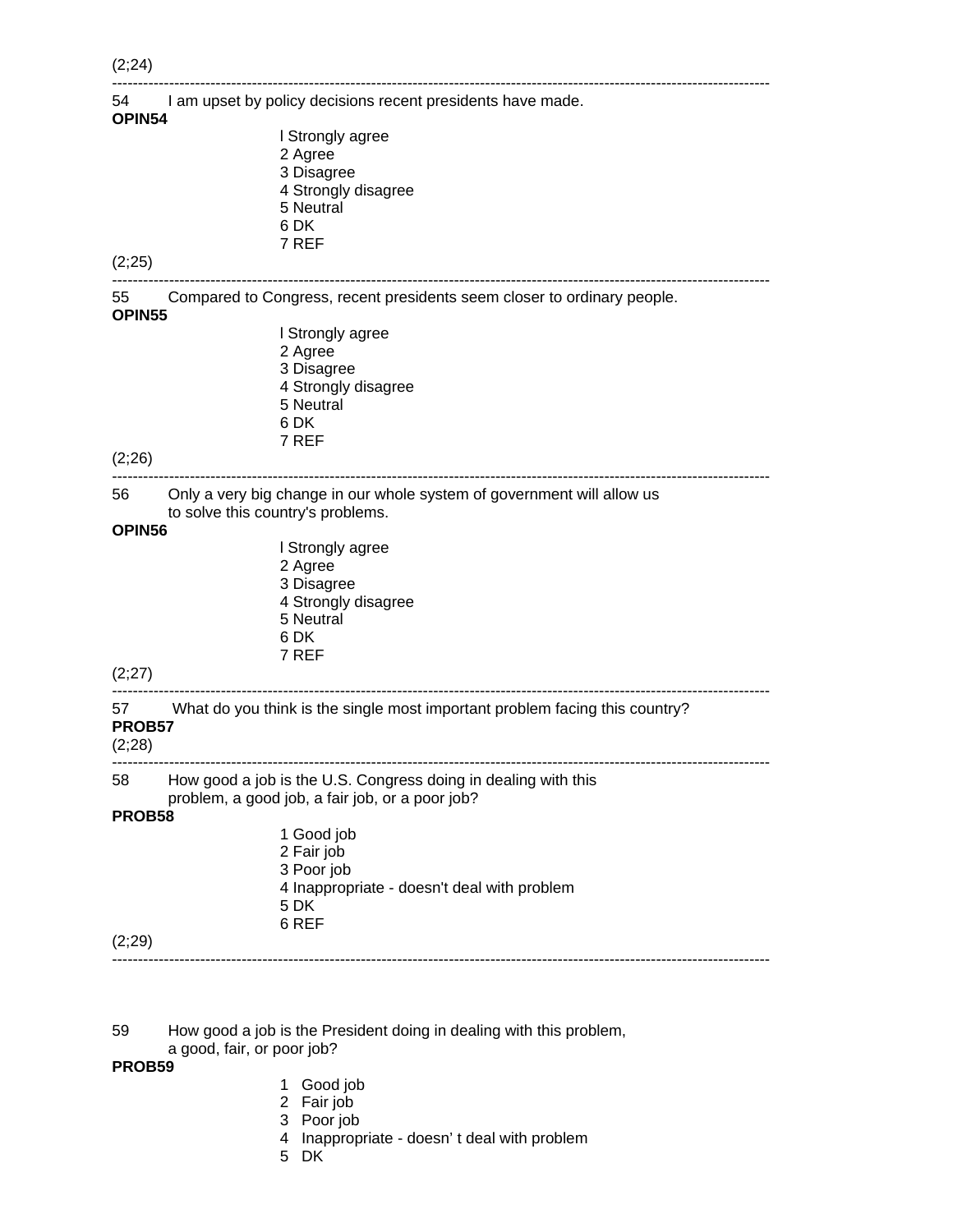(2;24)

---

54 I am upset by policy decisions recent presidents have made.

**OPIN54**

l Strongly agree
2 Agree
3 Disagree
4 Strongly disagree
5 Neutral
6 DK
7 REF

(2;25)

---

55 Compared to Congress, recent presidents seem closer to ordinary people.

**OPIN55**

l Strongly agree
2 Agree
3 Disagree
4 Strongly disagree
5 Neutral
6 DK
7 REF

(2;26)

---

56 Only a very big change in our whole system of government will allow us to solve this country's problems.

**OPIN56**

l Strongly agree
2 Agree
3 Disagree
4 Strongly disagree
5 Neutral
6 DK
7 REF

(2;27)

---

57 What do you think is the single most important problem facing this country?

**PROB57**

(2;28)

---

58 How good a job is the U.S. Congress doing in dealing with this problem, a good job, a fair job, or a poor job?

**PROB58**

1 Good job
2 Fair job
3 Poor job
4 Inappropriate - doesn't deal with problem
5 DK
6 REF

(2;29)

---

59 How good a job is the President doing in dealing with this problem, a good, fair, or poor job?

**PROB59**

1 Good job
2 Fair job
3 Poor job
4 Inappropriate - doesn' t deal with problem
5 DK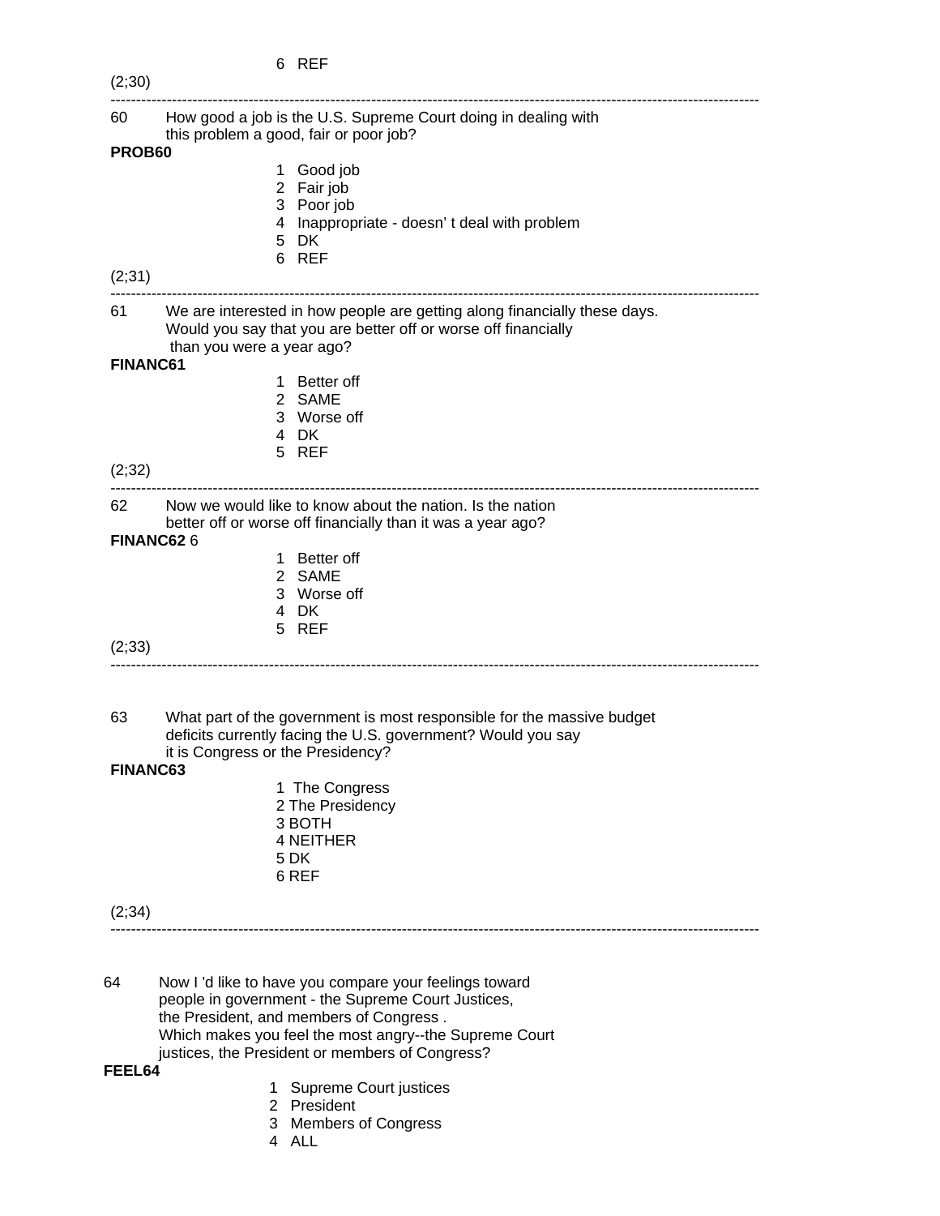6 REF

(2;30)

---

60 How good a job is the U.S. Supreme Court doing in dealing with this problem a good, fair or poor job?

**PROB60**

1 Good job
2 Fair job
3 Poor job
4 Inappropriate - doesn' t deal with problem
5 DK
6 REF

(2;31)

---

61 We are interested in how people are getting along financially these days. Would you say that you are better off or worse off financially than you were a year ago?

**FINANC61**

1 Better off
2 SAME
3 Worse off
4 DK
5 REF

(2;32)

---

62 Now we would like to know about the nation. Is the nation better off or worse off financially than it was a year ago?

**FINANC62** 6

1 Better off
2 SAME
3 Worse off
4 DK
5 REF

(2;33)

---

63 What part of the government is most responsible for the massive budget deficits currently facing the U.S. government? Would you say it is Congress or the Presidency?

**FINANC63**

1 The Congress
2 The Presidency
3 BOTH
4 NEITHER
5 DK
6 REF

(2;34)

---

64 Now I 'd like to have you compare your feelings toward people in government - the Supreme Court Justices, the President, and members of Congress . Which makes you feel the most angry--the Supreme Court justices, the President or members of Congress?

**FEEL64**

1 Supreme Court justices
2 President
3 Members of Congress
4 ALL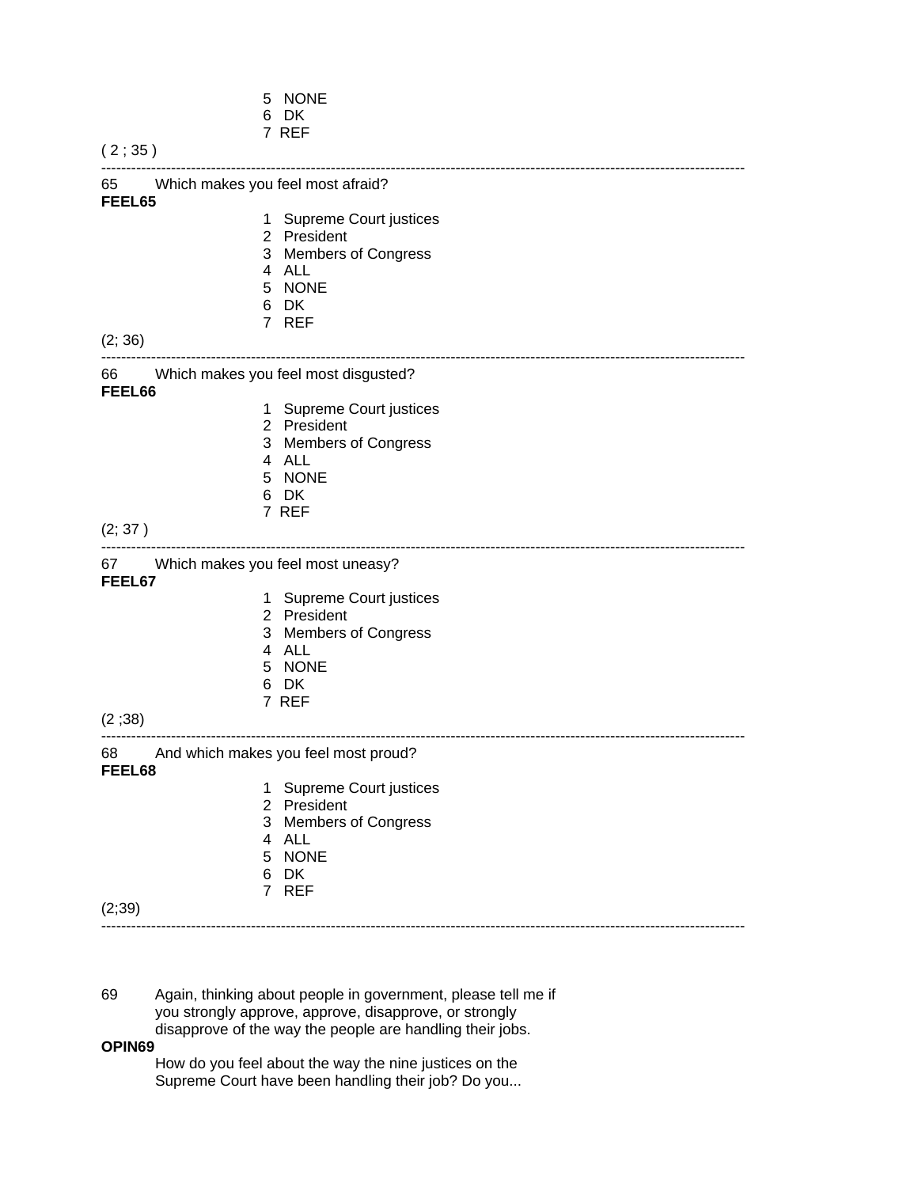5 NONE
6 DK
7 REF

( 2 ; 35 )

---

65 Which makes you feel most afraid?

**FEEL65**

1 Supreme Court justices
2 President
3 Members of Congress
4 ALL
5 NONE
6 DK
7 REF

(2; 36)

---

66 Which makes you feel most disgusted?

**FEEL66**

1 Supreme Court justices
2 President
3 Members of Congress
4 ALL
5 NONE
6 DK
7 REF

(2; 37 )

---

67 Which makes you feel most uneasy?

**FEEL67**

1 Supreme Court justices
2 President
3 Members of Congress
4 ALL
5 NONE
6 DK
7 REF

(2 ;38)

---

68 And which makes you feel most proud?

**FEEL68**

1 Supreme Court justices
2 President
3 Members of Congress
4 ALL
5 NONE
6 DK
7 REF

(2;39)

---

69 Again, thinking about people in government, please tell me if you strongly approve, approve, disapprove, or strongly disapprove of the way the people are handling their jobs.

**OPIN69**

How do you feel about the way the nine justices on the Supreme Court have been handling their job? Do you...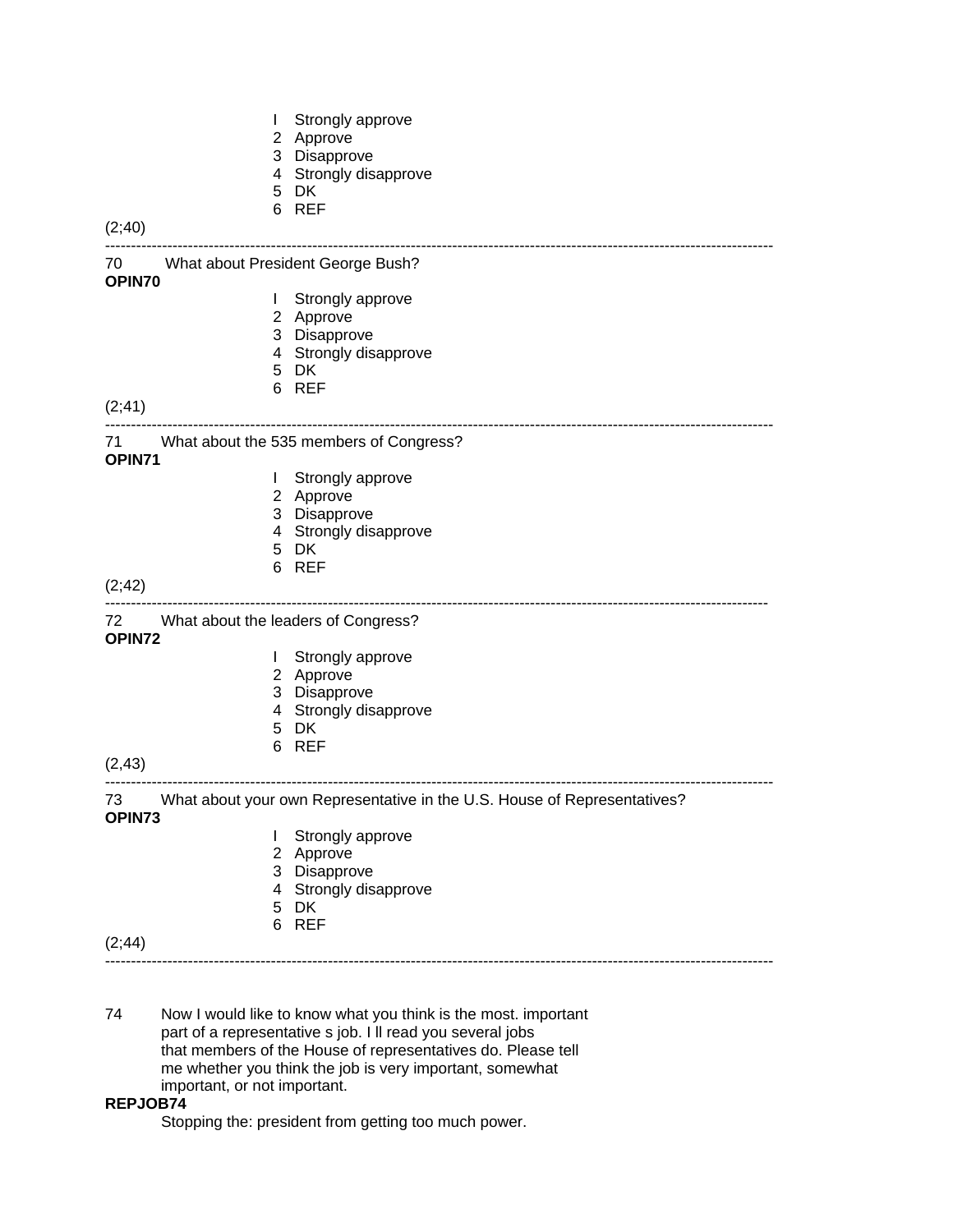I Strongly approve
2 Approve
3 Disapprove
4 Strongly disapprove
5 DK
6 REF

(2;40)

---

70 What about President George Bush?

**OPIN70**

I Strongly approve
2 Approve
3 Disapprove
4 Strongly disapprove
5 DK
6 REF

(2;41)

---

71 What about the 535 members of Congress?

**OPIN71**

I Strongly approve
2 Approve
3 Disapprove
4 Strongly disapprove
5 DK
6 REF

(2;42)

---

72 What about the leaders of Congress?

**OPIN72**

I Strongly approve
2 Approve
3 Disapprove
4 Strongly disapprove
5 DK
6 REF

(2,43)

---

73 What about your own Representative in the U.S. House of Representatives?

**OPIN73**

I Strongly approve
2 Approve
3 Disapprove
4 Strongly disapprove
5 DK
6 REF

(2;44)

---

74 Now I would like to know what you think is the most. important part of a representative s job. I ll read you several jobs that members of the House of representatives do. Please tell me whether you think the job is very important, somewhat important, or not important.

**REPJOB74**

Stopping the: president from getting too much power.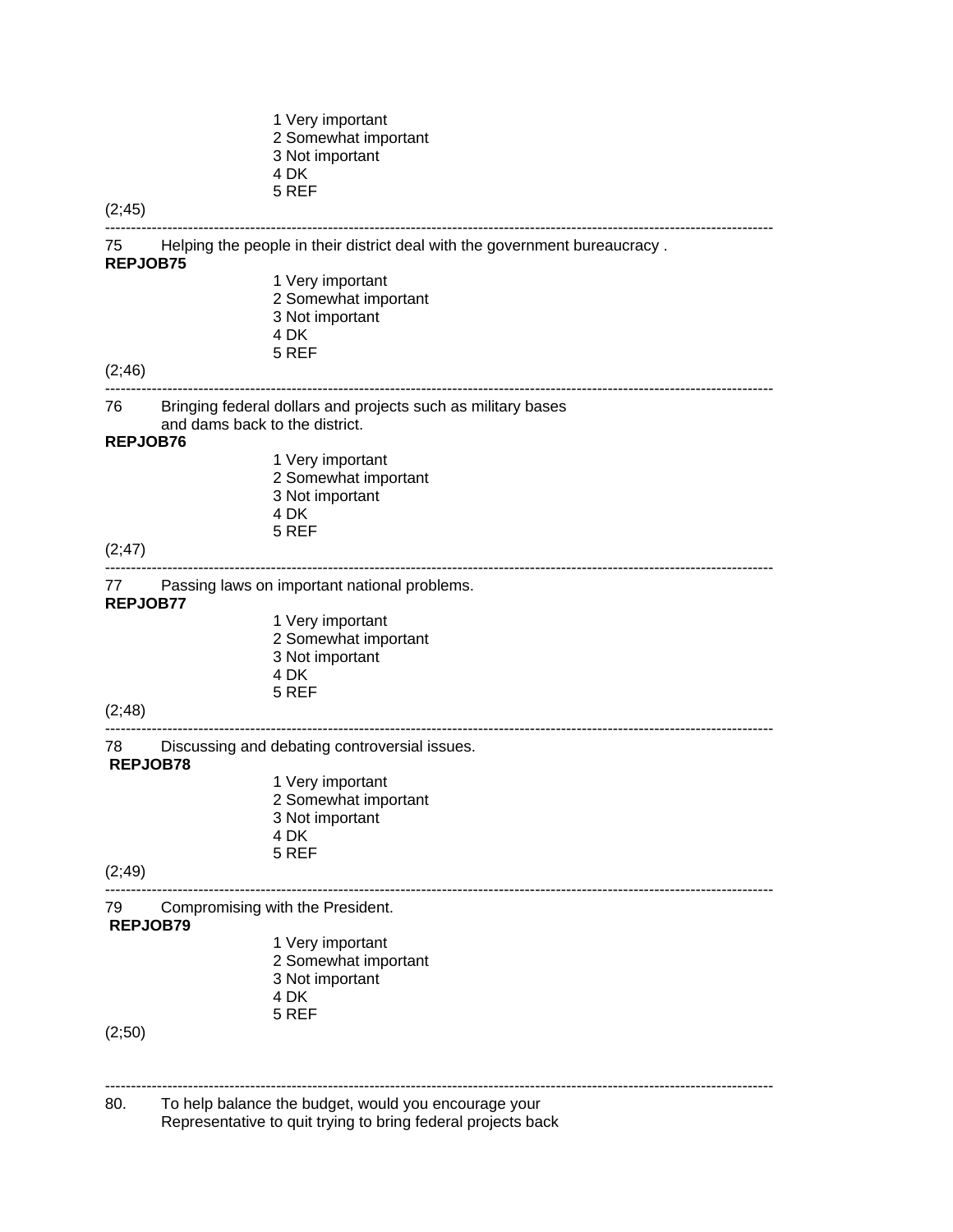1 Very important
2 Somewhat important
3 Not important
4 DK
5 REF

(2;45)

---

75 Helping the people in their district deal with the government bureaucracy .

**REPJOB75**

1 Very important
2 Somewhat important
3 Not important
4 DK
5 REF

(2;46)

---

76 Bringing federal dollars and projects such as military bases and dams back to the district.

**REPJOB76**

1 Very important
2 Somewhat important
3 Not important
4 DK
5 REF

(2;47)

---

77 Passing laws on important national problems.

**REPJOB77**

1 Very important
2 Somewhat important
3 Not important
4 DK
5 REF

(2;48)

---

78 Discussing and debating controversial issues.

**REPJOB78**

1 Very important
2 Somewhat important
3 Not important
4 DK
5 REF

(2;49)

---

79 Compromising with the President.

**REPJOB79**

1 Very important
2 Somewhat important
3 Not important
4 DK
5 REF

(2;50)

---

80. To help balance the budget, would you encourage your Representative to quit trying to bring federal projects back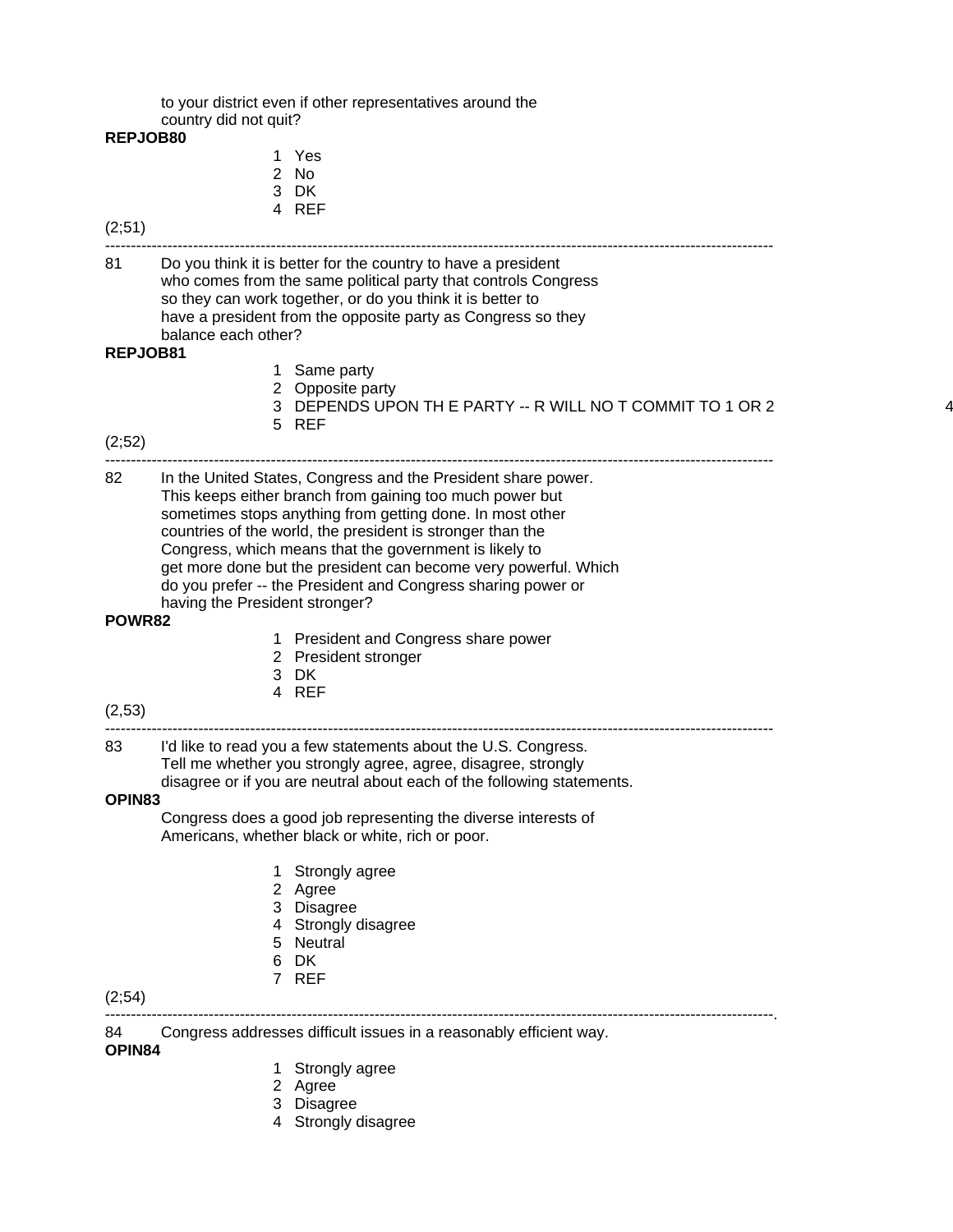to your district even if other representatives around the country did not quit?

**REPJOB80**

1 Yes
2 No
3 DK
4 REF

(2;51)

---

81 Do you think it is better for the country to have a president who comes from the same political party that controls Congress so they can work together, or do you think it is better to have a president from the opposite party as Congress so they balance each other?

**REPJOB81**

1 Same party
2 Opposite party
3 DEPENDS UPON TH E PARTY -- R WILL NO T COMMIT TO 1 OR 2 4
5 REF

(2;52)

---

82 In the United States, Congress and the President share power. This keeps either branch from gaining too much power but sometimes stops anything from getting done. In most other countries of the world, the president is stronger than the Congress, which means that the government is likely to get more done but the president can become very powerful. Which do you prefer -- the President and Congress sharing power or having the President stronger?

**POWR82**

1 President and Congress share power
2 President stronger
3 DK
4 REF

(2,53)

---

83 I'd like to read you a few statements about the U.S. Congress. Tell me whether you strongly agree, agree, disagree, strongly disagree or if you are neutral about each of the following statements.

**OPIN83**

Congress does a good job representing the diverse interests of Americans, whether black or white, rich or poor.

1 Strongly agree
2 Agree
3 Disagree
4 Strongly disagree
5 Neutral
6 DK
7 REF

(2;54)

---

84 Congress addresses difficult issues in a reasonably efficient way.

**OPIN84**

1 Strongly agree
2 Agree
3 Disagree
4 Strongly disagree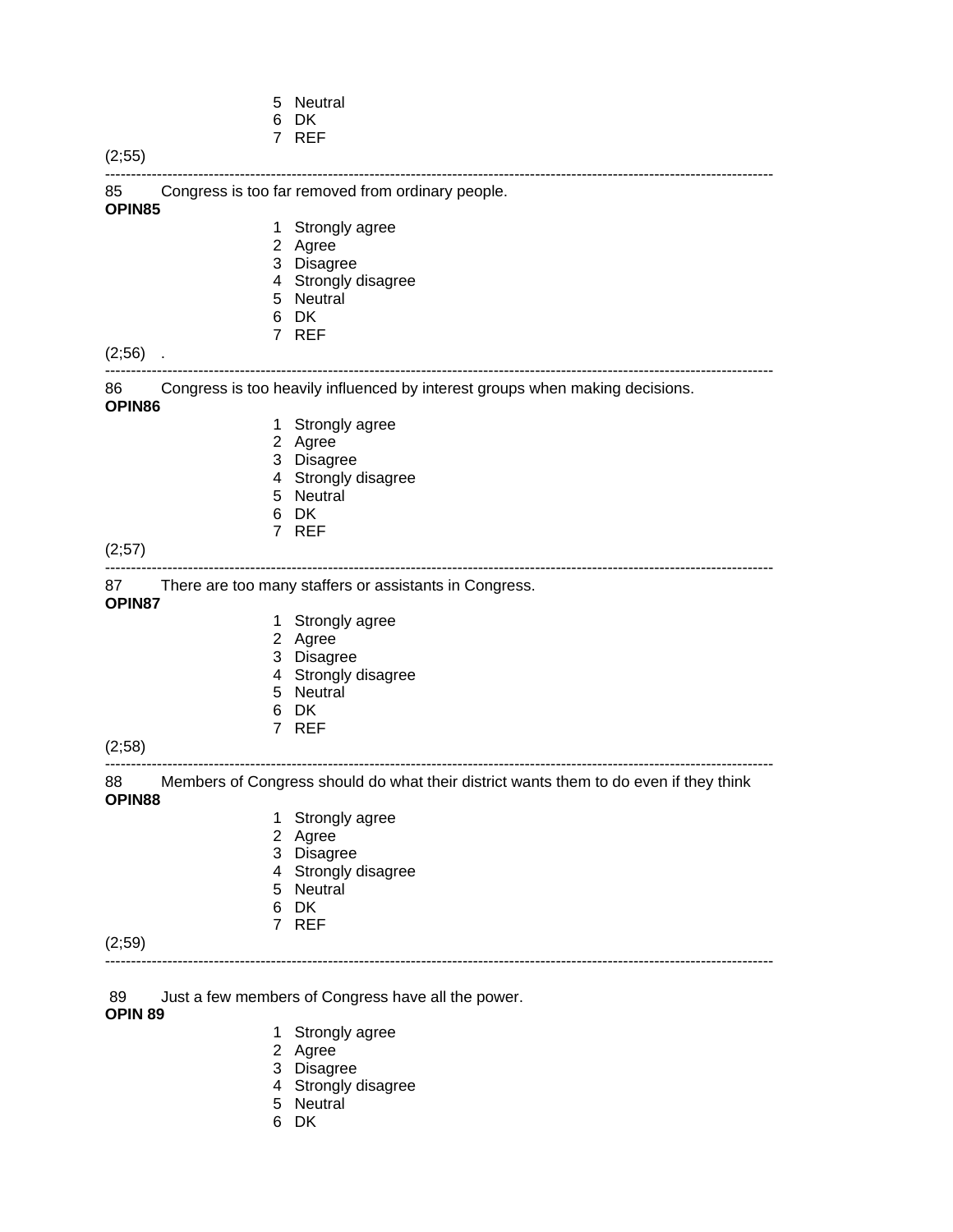5 Neutral
6 DK
7 REF

(2;55)

---

85 Congress is too far removed from ordinary people.
**OPIN85**

1 Strongly agree
2 Agree
3 Disagree
4 Strongly disagree
5 Neutral
6 DK
7 REF

(2;56) .

---

86 Congress is too heavily influenced by interest groups when making decisions.
**OPIN86**

1 Strongly agree
2 Agree
3 Disagree
4 Strongly disagree
5 Neutral
6 DK
7 REF

(2;57)

---

87 There are too many staffers or assistants in Congress.
**OPIN87**

1 Strongly agree
2 Agree
3 Disagree
4 Strongly disagree
5 Neutral
6 DK
7 REF

(2;58)

---

88 Members of Congress should do what their district wants them to do even if they think
**OPIN88**

1 Strongly agree
2 Agree
3 Disagree
4 Strongly disagree
5 Neutral
6 DK
7 REF

(2;59)

---

89 Just a few members of Congress have all the power.
**OPIN 89**

1 Strongly agree
2 Agree
3 Disagree
4 Strongly disagree
5 Neutral
6 DK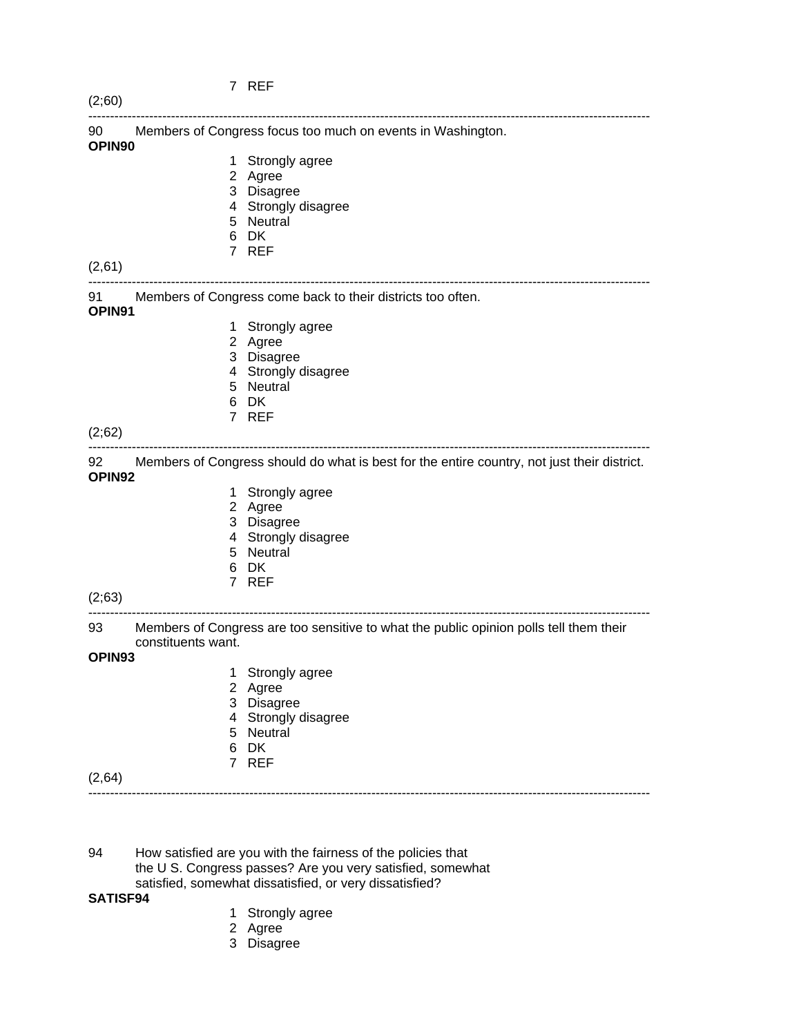7 REF

(2;60)

---

90 Members of Congress focus too much on events in Washington.

**OPIN90**

1 Strongly agree
2 Agree
3 Disagree
4 Strongly disagree
5 Neutral
6 DK
7 REF

(2,61)

---

91 Members of Congress come back to their districts too often.

**OPIN91**

1 Strongly agree
2 Agree
3 Disagree
4 Strongly disagree
5 Neutral
6 DK
7 REF

(2;62)

---

92 Members of Congress should do what is best for the entire country, not just their district.

**OPIN92**

1 Strongly agree
2 Agree
3 Disagree
4 Strongly disagree
5 Neutral
6 DK
7 REF

(2;63)

---

93 Members of Congress are too sensitive to what the public opinion polls tell them their constituents want.

**OPIN93**

1 Strongly agree
2 Agree
3 Disagree
4 Strongly disagree
5 Neutral
6 DK
7 REF

(2,64)

---

94 How satisfied are you with the fairness of the policies that the U S. Congress passes? Are you very satisfied, somewhat satisfied, somewhat dissatisfied, or very dissatisfied?

**SATISF94**

1 Strongly agree
2 Agree
3 Disagree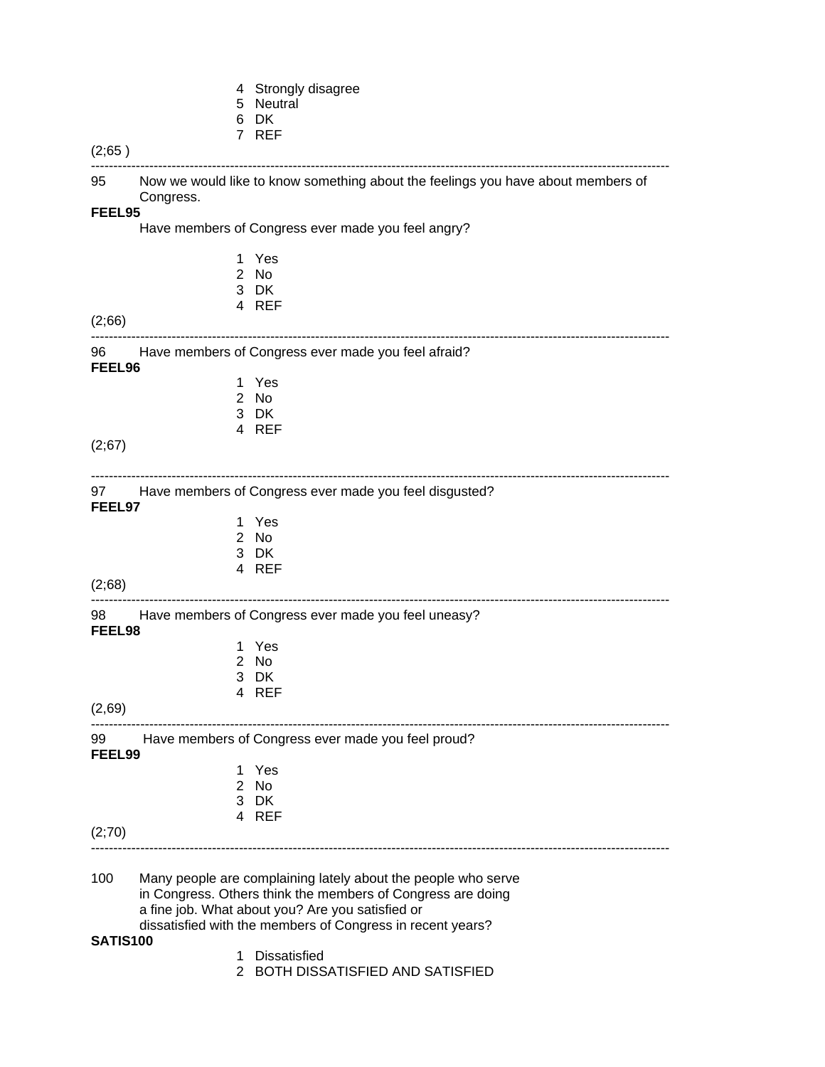4 Strongly disagree
5 Neutral
6 DK
7 REF

(2;65 )

---

95 Now we would like to know something about the feelings you have about members of Congress.

**FEEL95**

Have members of Congress ever made you feel angry?

1 Yes
2 No
3 DK
4 REF

(2;66)

---

96 Have members of Congress ever made you feel afraid?

**FEEL96**

1 Yes
2 No
3 DK
4 REF

(2;67)

---

97 Have members of Congress ever made you feel disgusted?

**FEEL97**

1 Yes
2 No
3 DK
4 REF

(2;68)

---

98 Have members of Congress ever made you feel uneasy?

**FEEL98**

1 Yes
2 No
3 DK
4 REF

(2,69)

---

99 Have members of Congress ever made you feel proud?

**FEEL99**

1 Yes
2 No
3 DK
4 REF

(2;70)

---

100 Many people are complaining lately about the people who serve in Congress. Others think the members of Congress are doing a fine job. What about you? Are you satisfied or dissatisfied with the members of Congress in recent years?

**SATIS100**

1 Dissatisfied
2 BOTH DISSATISFIED AND SATISFIED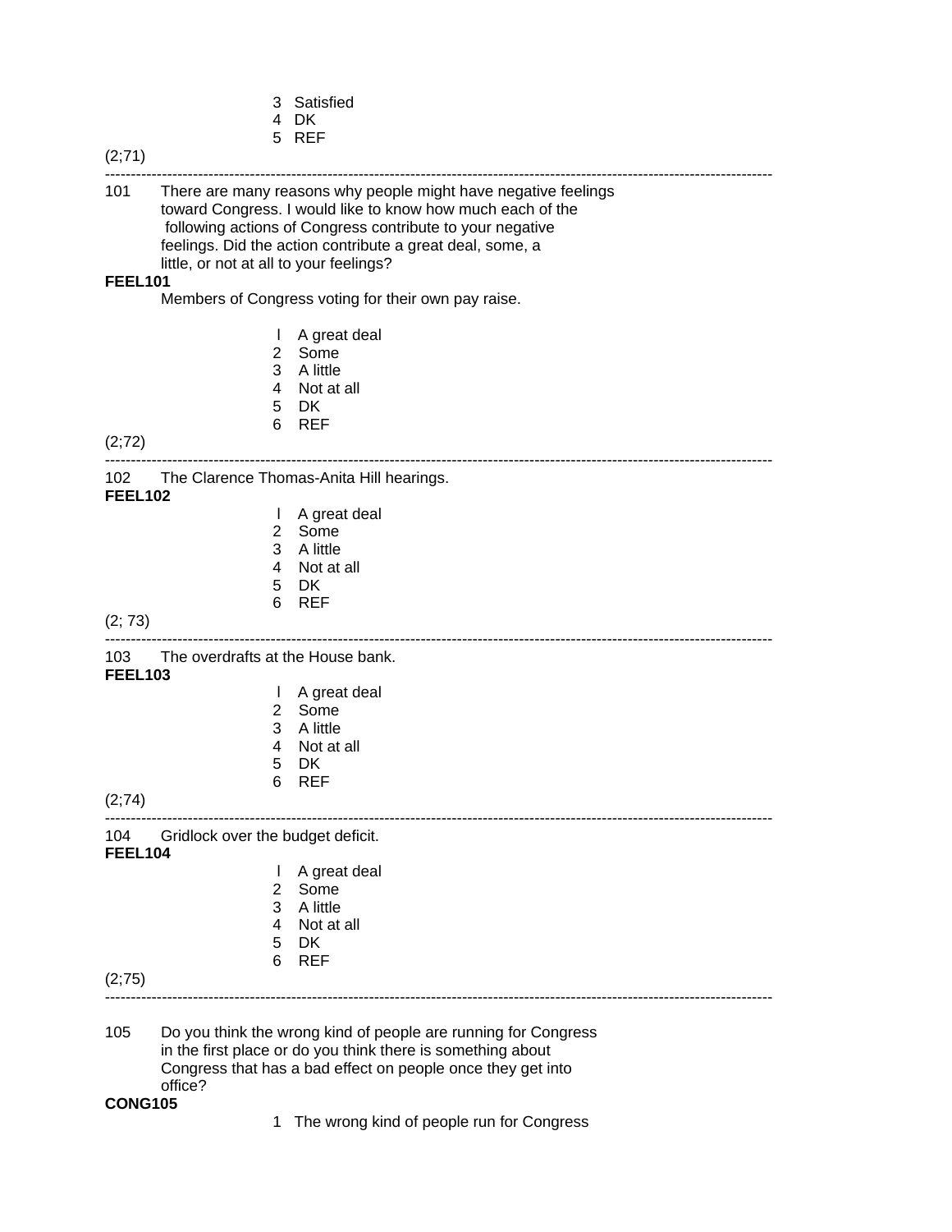3 Satisfied
4 DK
5 REF

(2;71)

---

101 There are many reasons why people might have negative feelings toward Congress. I would like to know how much each of the following actions of Congress contribute to your negative feelings. Did the action contribute a great deal, some, a little, or not at all to your feelings?

**FEEL101**

Members of Congress voting for their own pay raise.

l A great deal
2 Some
3 A little
4 Not at all
5 DK
6 REF

(2;72)

---

102 The Clarence Thomas-Anita Hill hearings.

**FEEL102**

l A great deal
2 Some
3 A little
4 Not at all
5 DK
6 REF

(2; 73)

---

103 The overdrafts at the House bank.

**FEEL103**

l A great deal
2 Some
3 A little
4 Not at all
5 DK
6 REF

(2;74)

---

104 Gridlock over the budget deficit.

**FEEL104**

l A great deal
2 Some
3 A little
4 Not at all
5 DK
6 REF

(2;75)

---

105 Do you think the wrong kind of people are running for Congress in the first place or do you think there is something about Congress that has a bad effect on people once they get into office?

**CONG105**

1 The wrong kind of people run for Congress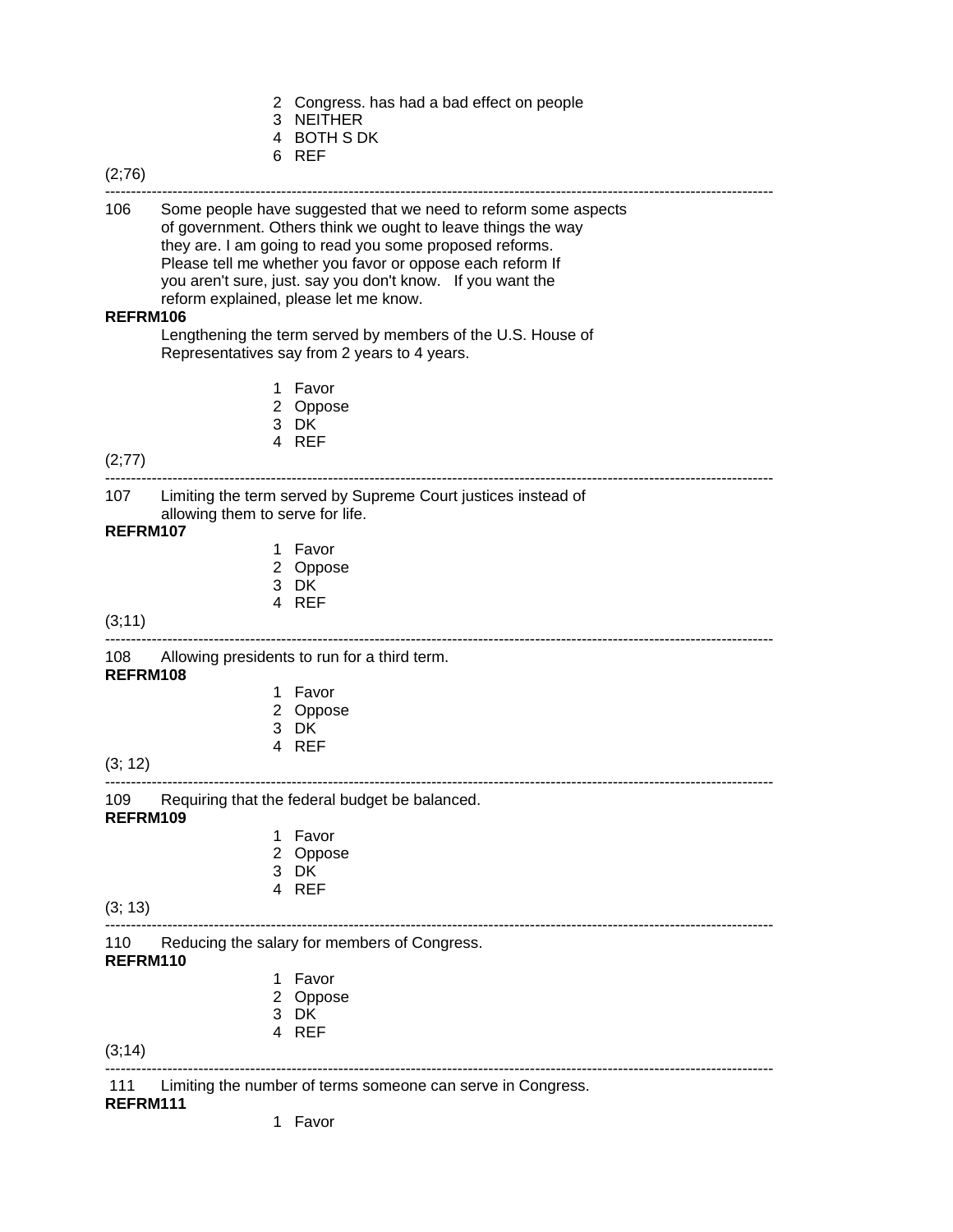2 Congress. has had a bad effect on people
3 NEITHER
4 BOTH S DK
6 REF

(2;76)

---

106 Some people have suggested that we need to reform some aspects of government. Others think we ought to leave things the way they are. I am going to read you some proposed reforms. Please tell me whether you favor or oppose each reform If you aren't sure, just. say you don't know. If you want the reform explained, please let me know.

**REFRM106**

Lengthening the term served by members of the U.S. House of Representatives say from 2 years to 4 years.

1 Favor
2 Oppose
3 DK
4 REF

(2;77)

---

107 Limiting the term served by Supreme Court justices instead of allowing them to serve for life.

**REFRM107**

1 Favor
2 Oppose
3 DK
4 REF

(3;11)

---

108 Allowing presidents to run for a third term.

**REFRM108**

1 Favor
2 Oppose
3 DK
4 REF

(3; 12)

---

109 Requiring that the federal budget be balanced.

**REFRM109**

1 Favor
2 Oppose
3 DK
4 REF

(3; 13)

---

110 Reducing the salary for members of Congress.

**REFRM110**

1 Favor
2 Oppose
3 DK
4 REF

(3;14)

---

111 Limiting the number of terms someone can serve in Congress.

**REFRM111**

1 Favor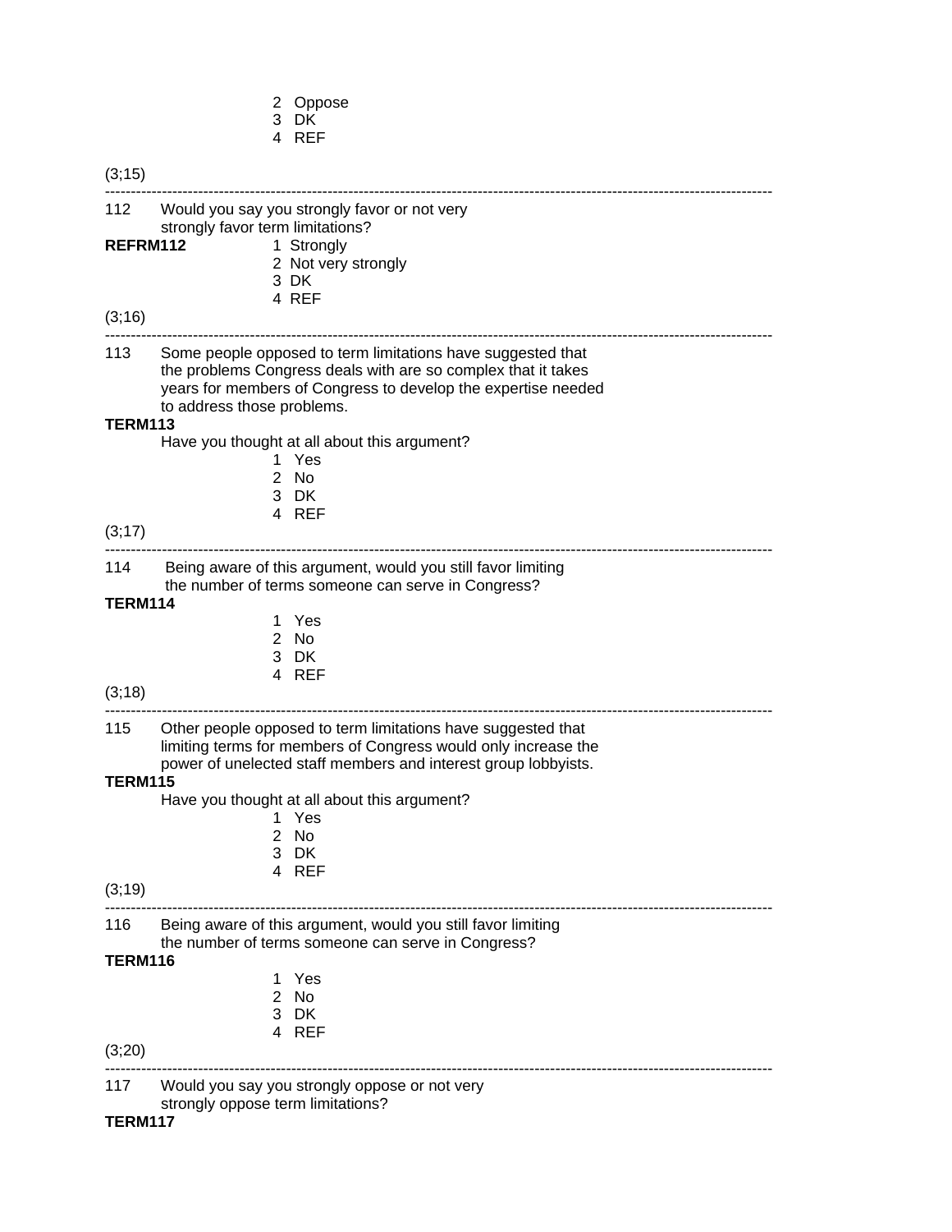2 Oppose
3 DK
4 REF

(3;15)

---

112 Would you say you strongly favor or not very strongly favor term limitations?

**REFRM112**

1 Strongly
2 Not very strongly
3 DK
4 REF

(3;16)

---

113 Some people opposed to term limitations have suggested that the problems Congress deals with are so complex that it takes years for members of Congress to develop the expertise needed to address those problems.

**TERM113**

Have you thought at all about this argument?

1 Yes
2 No
3 DK
4 REF

(3;17)

---

114 Being aware of this argument, would you still favor limiting the number of terms someone can serve in Congress?

**TERM114**

1 Yes
2 No
3 DK
4 REF

(3;18)

---

115 Other people opposed to term limitations have suggested that limiting terms for members of Congress would only increase the power of unelected staff members and interest group lobbyists.

**TERM115**

Have you thought at all about this argument?

1 Yes
2 No
3 DK
4 REF

(3;19)

---

116 Being aware of this argument, would you still favor limiting the number of terms someone can serve in Congress?

**TERM116**

1 Yes
2 No
3 DK
4 REF

(3;20)

---

117 Would you say you strongly oppose or not very strongly oppose term limitations?

**TERM117**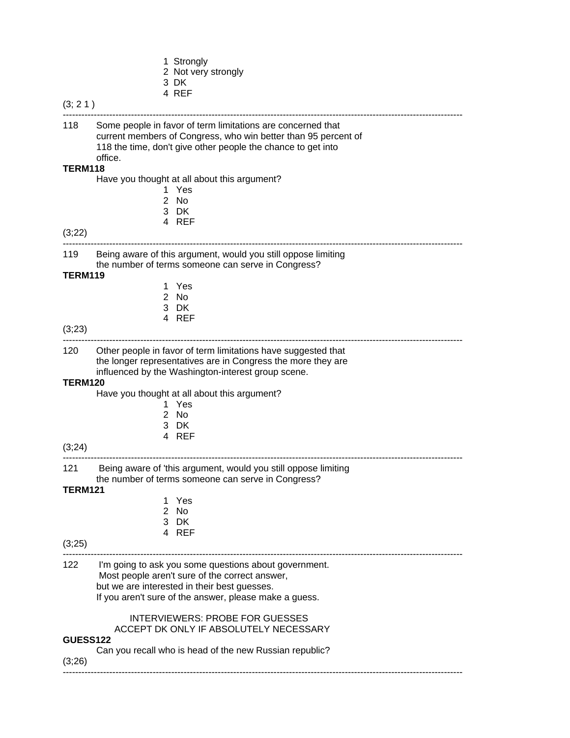1 Strongly
2 Not very strongly
3 DK
4 REF

(3; 2 1 )

---

118 Some people in favor of term limitations are concerned that current members of Congress, who win better than 95 percent of 118 the time, don't give other people the chance to get into office.

**TERM118**

Have you thought at all about this argument?

1 Yes
2 No
3 DK
4 REF

(3;22)

---

119 Being aware of this argument, would you still oppose limiting the number of terms someone can serve in Congress?

**TERM119**

1 Yes
2 No
3 DK
4 REF

(3;23)

---

120 Other people in favor of term limitations have suggested that the longer representatives are in Congress the more they are influenced by the Washington-interest group scene.

**TERM120**

Have you thought at all about this argument?

1 Yes
2 No
3 DK
4 REF

(3;24)

---

121 Being aware of 'this argument, would you still oppose limiting the number of terms someone can serve in Congress?

**TERM121**

1 Yes
2 No
3 DK
4 REF

(3;25)

---

122 I'm going to ask you some questions about government. Most people aren't sure of the correct answer, but we are interested in their best guesses. If you aren't sure of the answer, please make a guess.

INTERVIEWERS: PROBE FOR GUESSES
ACCEPT DK ONLY IF ABSOLUTELY NECESSARY

**GUESS122**

Can you recall who is head of the new Russian republic?

(3;26)

---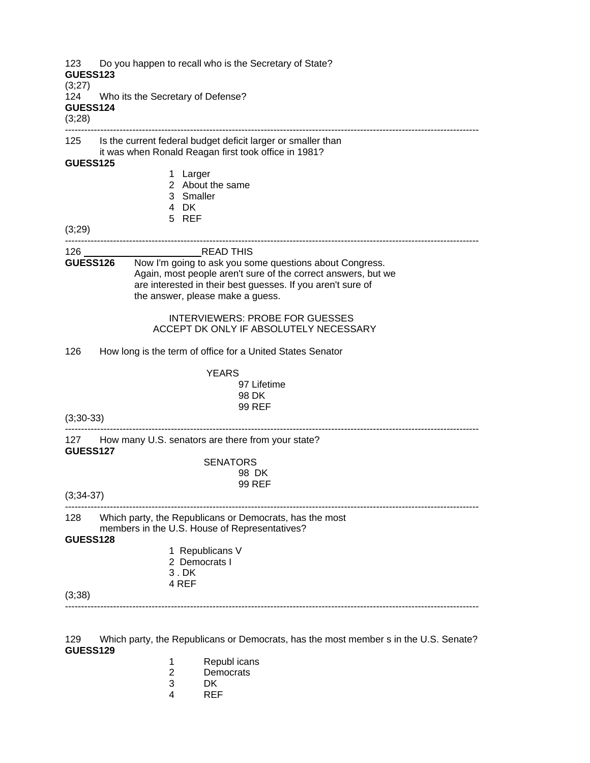123 Do you happen to recall who is the Secretary of State?
**GUESS123**
(3;27)
124 Who its the Secretary of Defense?
**GUESS124**
(3;28)

---

125 Is the current federal budget deficit larger or smaller than it was when Ronald Reagan first took office in 1981?
**GUESS125**

1 Larger
2 About the same
3 Smaller
4 DK
5 REF

(3;29)

---

126 ______________________ READ THIS

**GUESS126** Now I'm going to ask you some questions about Congress. Again, most people aren't sure of the correct answers, but we are interested in their best guesses. If you aren't sure of the answer, please make a guess.

INTERVIEWERS: PROBE FOR GUESSES
ACCEPT DK ONLY IF ABSOLUTELY NECESSARY

126 How long is the term of office for a United States Senator

YEARS
97 Lifetime
98 DK
99 REF

(3;30-33)

---

127 How many U.S. senators are there from your state?
**GUESS127**

SENATORS
98 DK
99 REF

(3;34-37)

---

128 Which party, the Republicans or Democrats, has the most members in the U.S. House of Representatives?
**GUESS128**

1 Republicans V
2 Democrats I
3 . DK
4 REF

(3;38)

---

129 Which party, the Republicans or Democrats, has the most member s in the U.S. Senate?
**GUESS129**

1 Republ icans
2 Democrats
3 DK
4 REF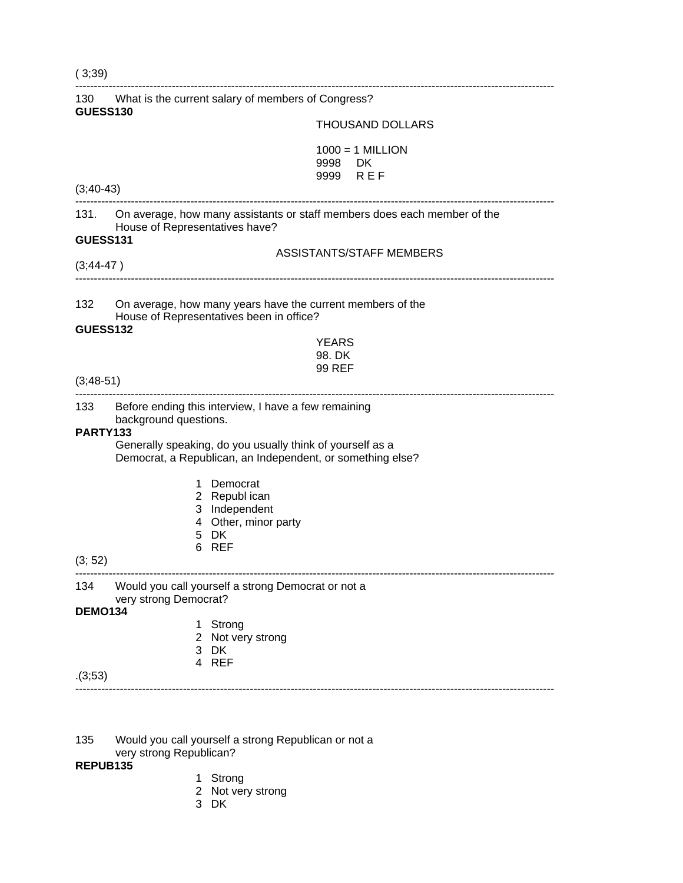( 3;39)

---

130 What is the current salary of members of Congress?

**GUESS130**

THOUSAND DOLLARS

1000 = 1 MILLION
9998 DK
9999 R E F

(3;40-43)

---

131. On average, how many assistants or staff members does each member of the House of Representatives have?

**GUESS131**

ASSISTANTS/STAFF MEMBERS

(3;44-47 )

---

132 On average, how many years have the current members of the House of Representatives been in office?

**GUESS132**

YEARS
98. DK
99 REF

(3;48-51)

---

133 Before ending this interview, I have a few remaining background questions.

**PARTY133**

Generally speaking, do you usually think of yourself as a Democrat, a Republican, an Independent, or something else?

1 Democrat
2 Republ ican
3 Independent
4 Other, minor party
5 DK
6 REF

(3; 52)

---

134 Would you call yourself a strong Democrat or not a very strong Democrat?

**DEMO134**

1 Strong
2 Not very strong
3 DK
4 REF

.(3;53)

---

135 Would you call yourself a strong Republican or not a very strong Republican?

**REPUB135**

1 Strong
2 Not very strong
3 DK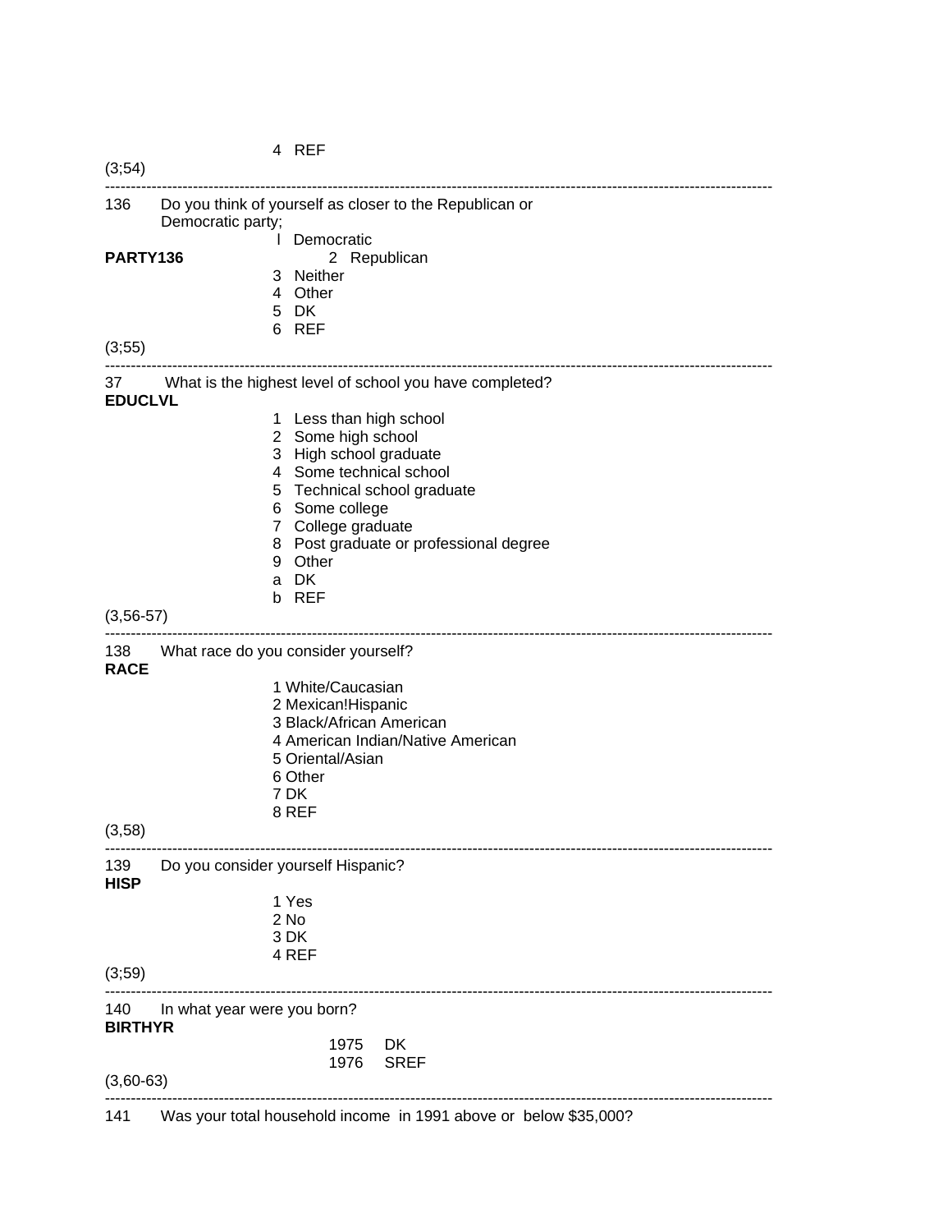4 REF

(3;54)

---

136 Do you think of yourself as closer to the Republican or Democratic party;

**PARTY136**

l Democratic
2 Republican
3 Neither
4 Other
5 DK
6 REF

(3;55)

---

37 What is the highest level of school you have completed?

**EDUCLVL**

1 Less than high school
2 Some high school
3 High school graduate
4 Some technical school
5 Technical school graduate
6 Some college
7 College graduate
8 Post graduate or professional degree
9 Other
a DK
b REF

(3,56-57)

---

138 What race do you consider yourself?

**RACE**

1 White/Caucasian
2 Mexican!Hispanic
3 Black/African American
4 American Indian/Native American
5 Oriental/Asian
6 Other
7 DK
8 REF

(3,58)

---

139 Do you consider yourself Hispanic?

**HISP**

1 Yes
2 No
3 DK
4 REF

(3;59)

---

140 In what year were you born?

**BIRTHYR**

1975 DK
1976 SREF

(3,60-63)

---

141 Was your total household income in 1991 above or below $35,000?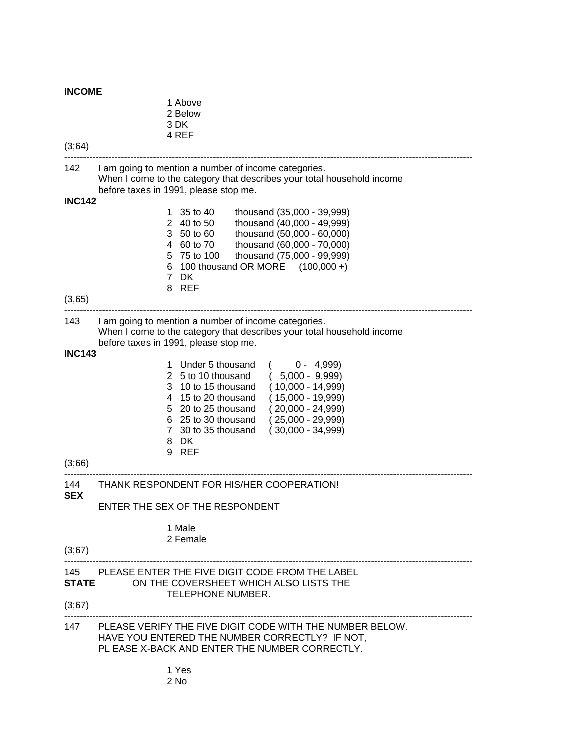**INCOME**

1 Above
2 Below
3 DK
4 REF

(3;64)

---

142 I am going to mention a number of income categories. When I come to the category that describes your total household income before taxes in 1991, please stop me.

**INC142**

1 35 to 40 thousand (35,000 - 39,999)
2 40 to 50 thousand (40,000 - 49,999)
3 50 to 60 thousand (50,000 - 60,000)
4 60 to 70 thousand (60,000 - 70,000)
5 75 to 100 thousand (75,000 - 99,999)
6 100 thousand OR MORE (100,000 +)
7 DK
8 REF

(3,65)

---

143 I am going to mention a number of income categories. When I come to the category that describes your total household income before taxes in 1991, please stop me.

**INC143**

1 Under 5 thousand ( 0 - 4,999)
2 5 to 10 thousand ( 5,000 - 9,999)
3 10 to 15 thousand ( 10,000 - 14,999)
4 15 to 20 thousand ( 15,000 - 19,999)
5 20 to 25 thousand ( 20,000 - 24,999)
6 25 to 30 thousand ( 25,000 - 29,999)
7 30 to 35 thousand ( 30,000 - 34,999)
8 DK
9 REF

(3;66)

---

144 THANK RESPONDENT FOR HIS/HER COOPERATION!

**SEX**

ENTER THE SEX OF THE RESPONDENT

1 Male
2 Female

(3;67)

---

145 PLEASE ENTER THE FIVE DIGIT CODE FROM THE LABEL

**STATE** ON THE COVERSHEET WHICH ALSO LISTS THE TELEPHONE NUMBER.

(3;67)

---

147 PLEASE VERIFY THE FIVE DIGIT CODE WITH THE NUMBER BELOW. HAVE YOU ENTERED THE NUMBER CORRECTLY? IF NOT, PL EASE X-BACK AND ENTER THE NUMBER CORRECTLY.

1 Yes
2 No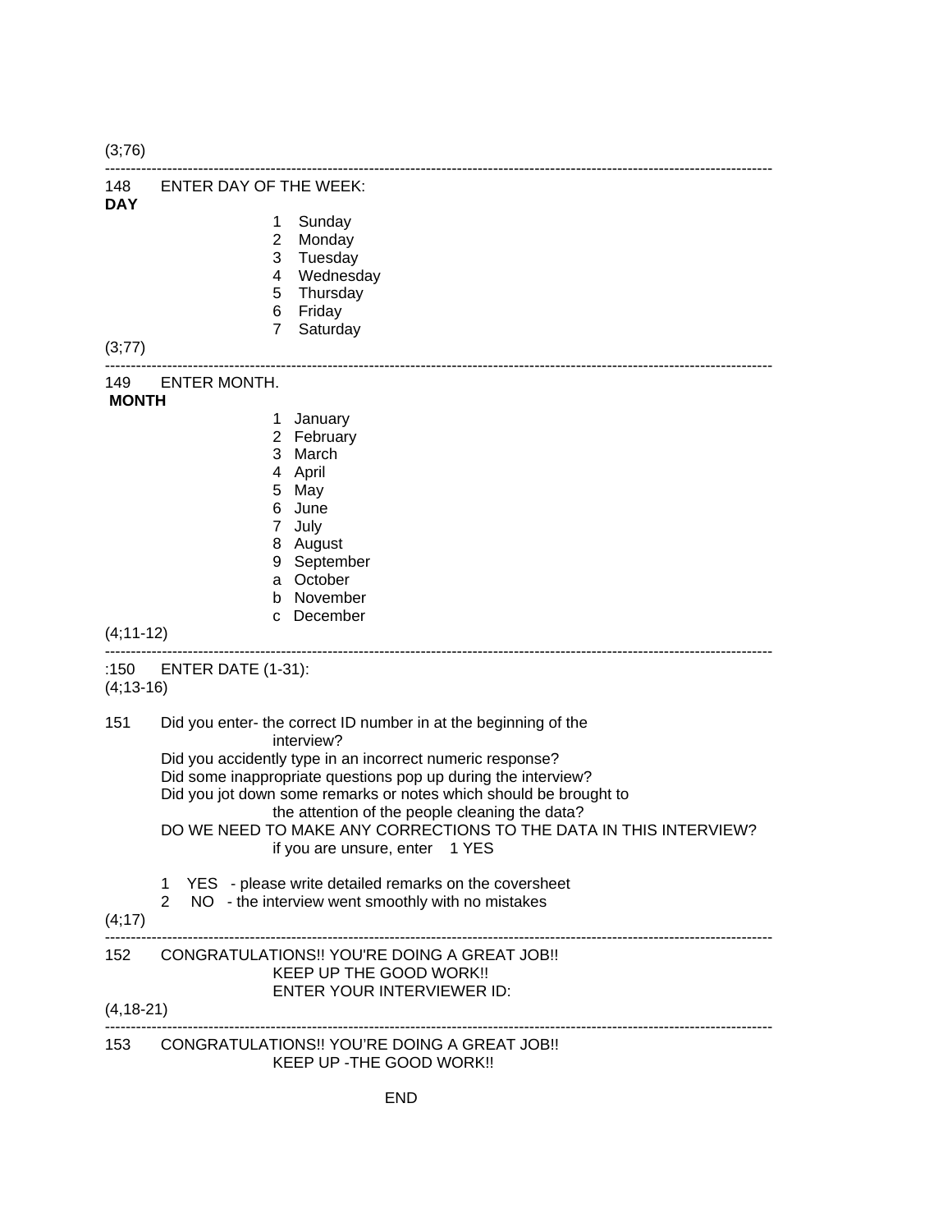(3;76)

---

148 ENTER DAY OF THE WEEK:
**DAY**

1 Sunday
2 Monday
3 Tuesday
4 Wednesday
5 Thursday
6 Friday
7 Saturday

(3;77)

---

149 ENTER MONTH.
**MONTH**

1 January
2 February
3 March
4 April
5 May
6 June
7 July
8 August
9 September
a October
b November
c December

(4;11-12)

---

:150 ENTER DATE (1-31):
(4;13-16)

151 Did you enter- the correct ID number in at the beginning of the interview?
Did you accidently type in an incorrect numeric response?
Did some inappropriate questions pop up during the interview?
Did you jot down some remarks or notes which should be brought to the attention of the people cleaning the data?
DO WE NEED TO MAKE ANY CORRECTIONS TO THE DATA IN THIS INTERVIEW?
if you are unsure, enter 1 YES

1 YES - please write detailed remarks on the coversheet
2 NO - the interview went smoothly with no mistakes

(4;17)

---

152 CONGRATULATIONS!! YOU'RE DOING A GREAT JOB!!
KEEP UP THE GOOD WORK!!
ENTER YOUR INTERVIEWER ID:

(4,18-21)

---

153 CONGRATULATIONS!! YOU'RE DOING A GREAT JOB!!
KEEP UP -THE GOOD WORK!!

END